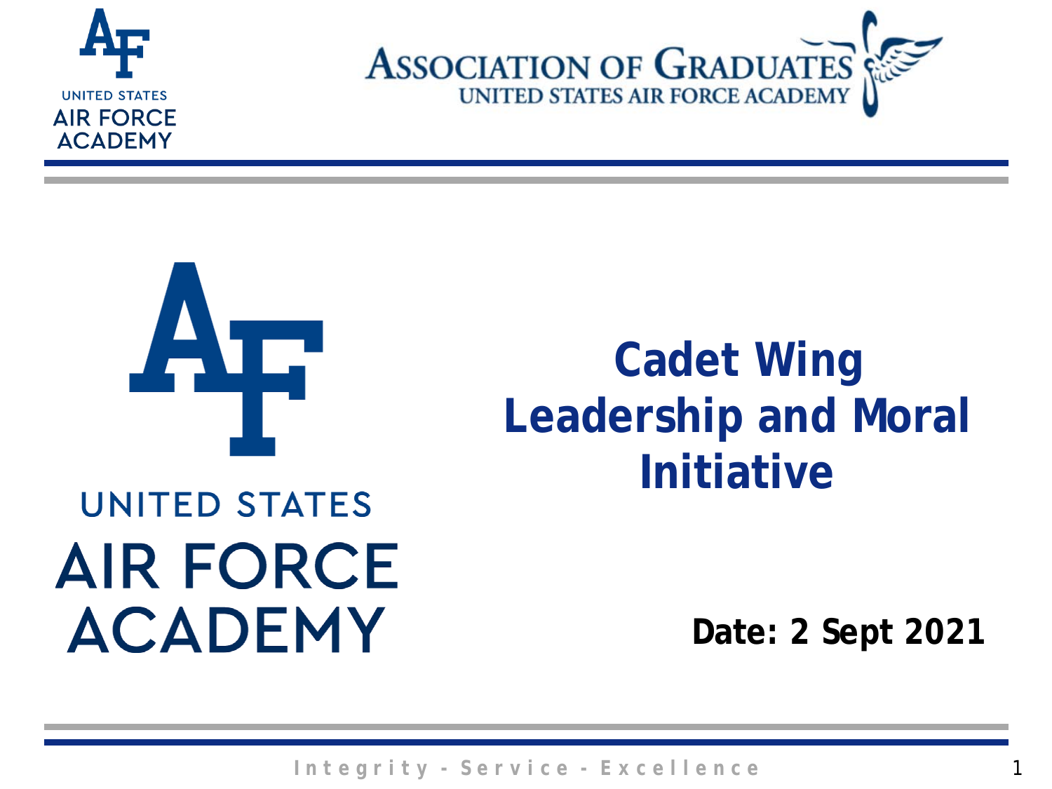# Cadet Wing Leadership and Moral Initiative

**Date: 2 Sept 2021**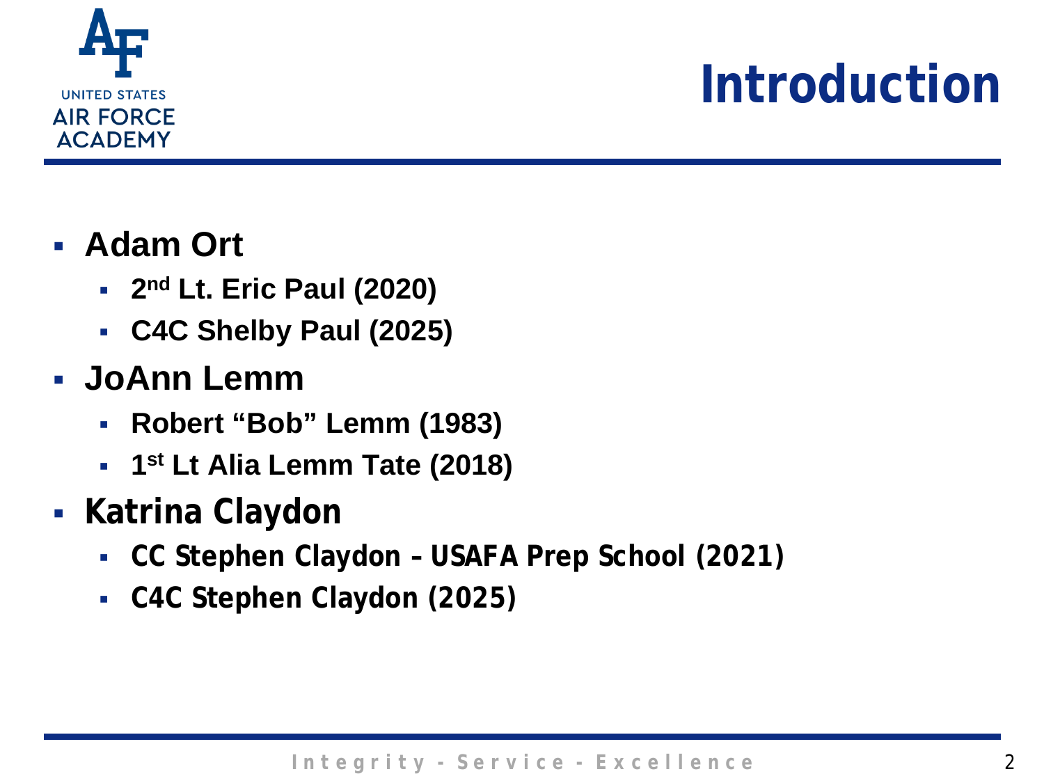# Introduction

- **Adam Ort**
  - **2nd Lt. Eric Paul (2020)**
  - **C4C Shelby Paul (2025)**
- **JoAnn Lemm**
  - **Robert "Bob" Lemm (1983)**
  - **1st Lt Alia Lemm Tate (2018)**
- **Katrina Claydon**
  - **CC Stephen Claydon – USAFA Prep School (2021)**
  - **C4C Stephen Claydon (2025)**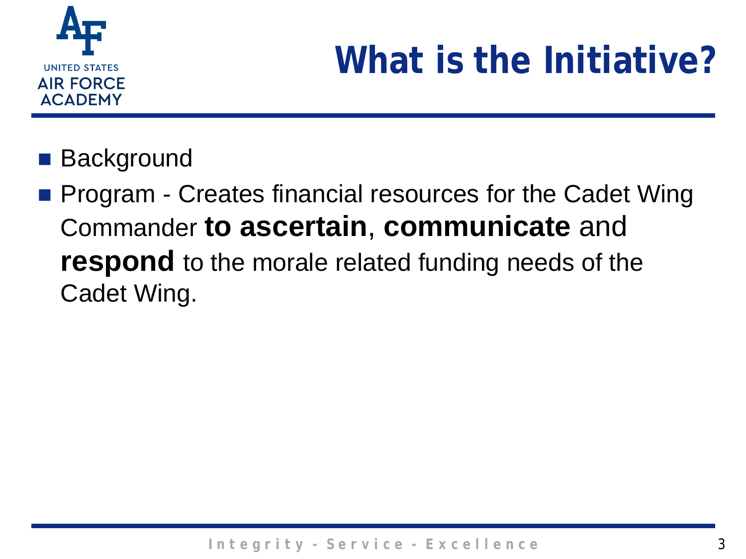# What is the Initiative?

- Background
- Program - Creates financial resources for the Cadet Wing Commander **to ascertain**, **communicate** and **respond** to the morale related funding needs of the Cadet Wing.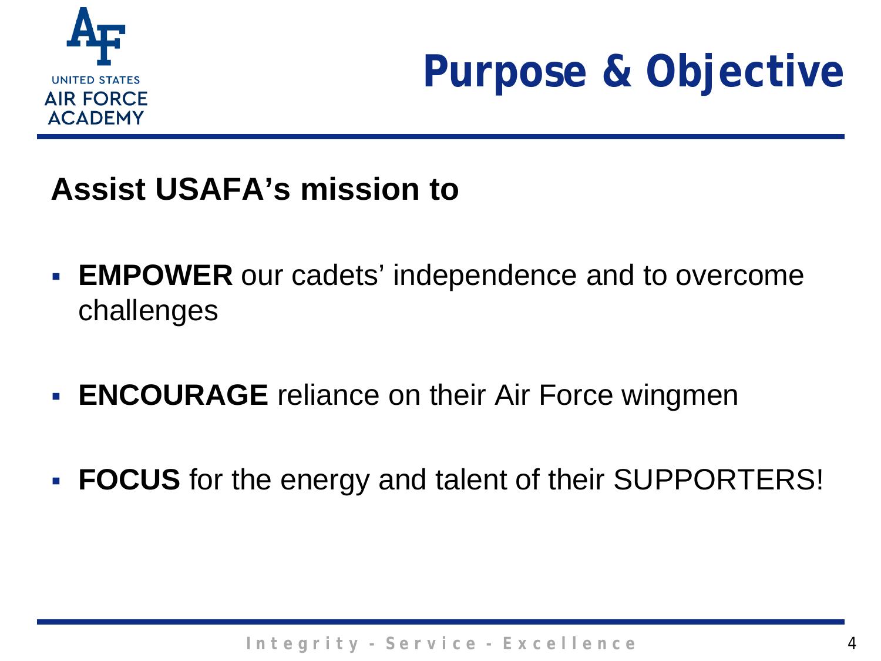# Purpose & Objective

**Assist USAFA's mission to**

- **EMPOWER** our cadets' independence and to overcome challenges
- **ENCOURAGE** reliance on their Air Force wingmen
- **FOCUS** for the energy and talent of their SUPPORTERS!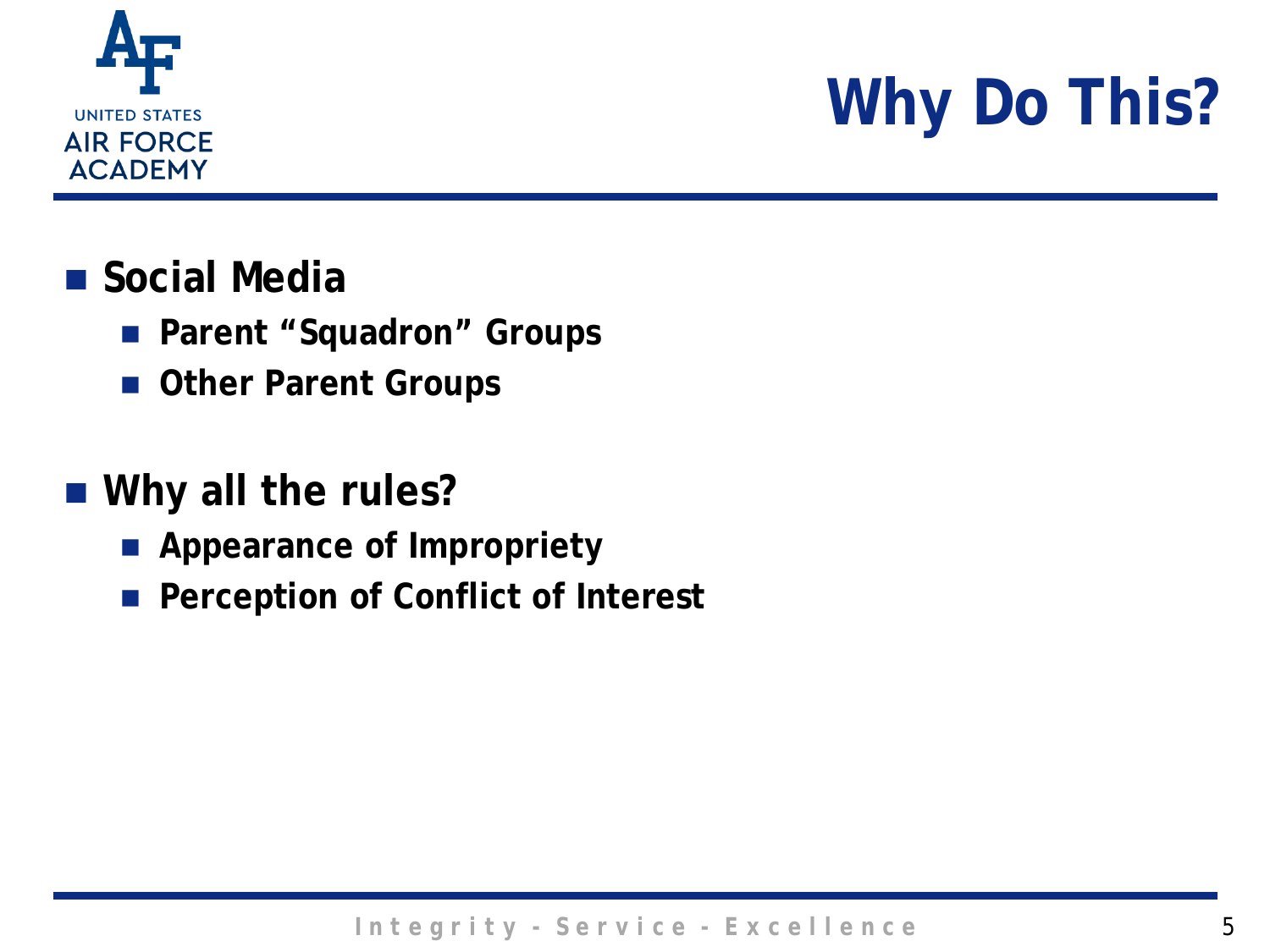# Why Do This?

- **Social Media**
  - **Parent "Squadron" Groups**
  - **Other Parent Groups**
- **Why all the rules?**
  - **Appearance of Impropriety**
  - **Perception of Conflict of Interest**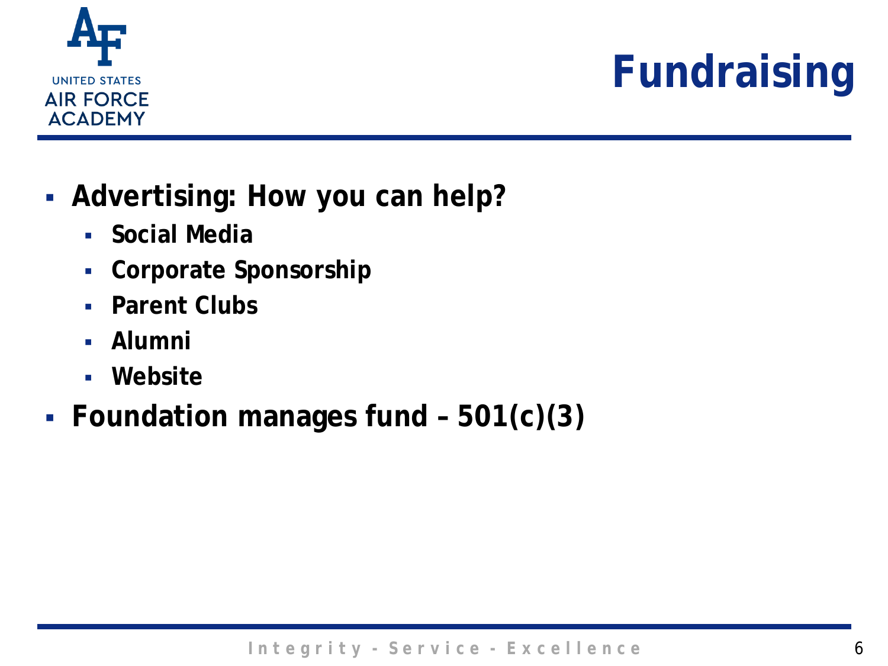# Fundraising

- **Advertising: How you can help?**
  - **Social Media**
  - **Corporate Sponsorship**
  - **Parent Clubs**
  - **Alumni**
  - **Website**
- **Foundation manages fund – 501(c)(3)**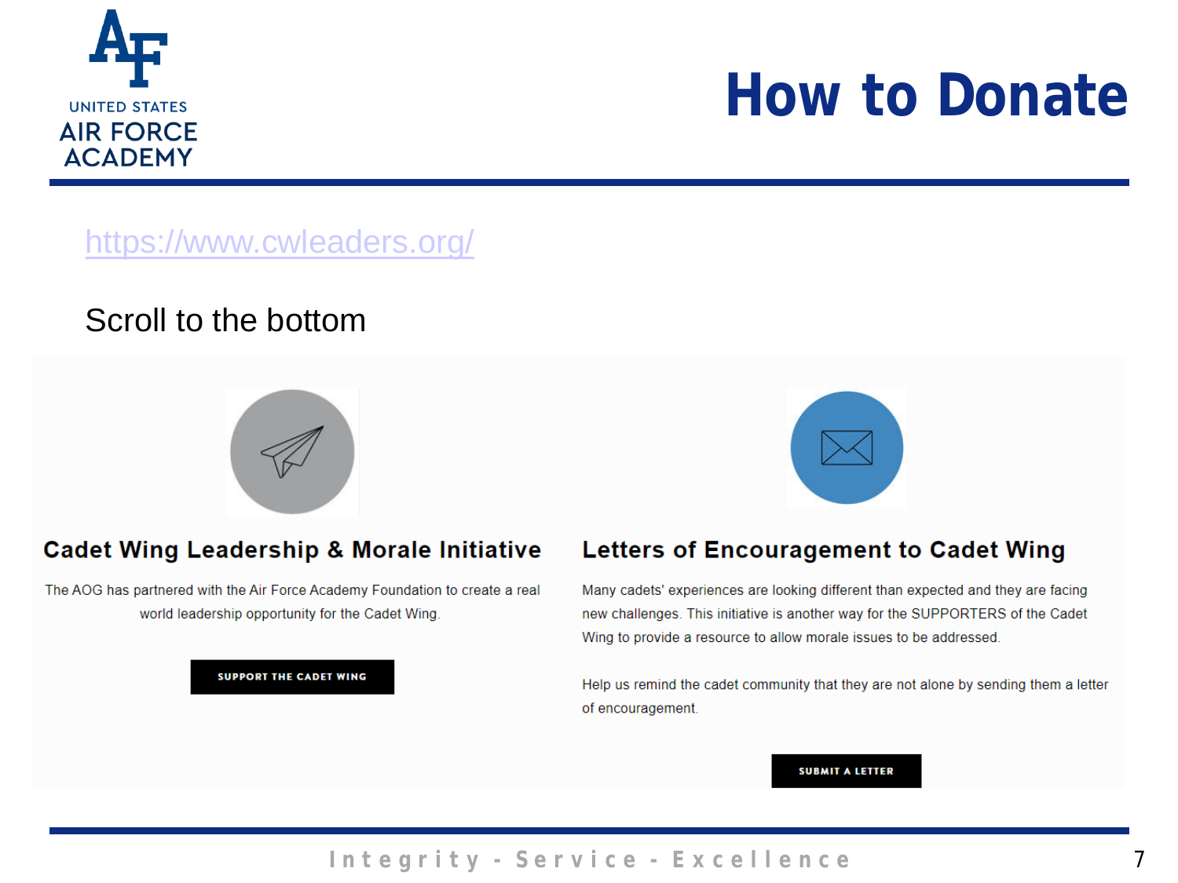# How to Donate

https://www.cwleaders.org/

Scroll to the bottom

## Cadet Wing Leadership & Morale Initiative

The AOG has partnered with the Air Force Academy Foundation to create a real world leadership opportunity for the Cadet Wing.

**SUPPORT THE CADET WING**

## Letters of Encouragement to Cadet Wing

Many cadets' experiences are looking different than expected and they are facing new challenges. This initiative is another way for the SUPPORTERS of the Cadet Wing to provide a resource to allow morale issues to be addressed.

Help us remind the cadet community that they are not alone by sending them a letter of encouragement.

**SUBMIT A LETTER**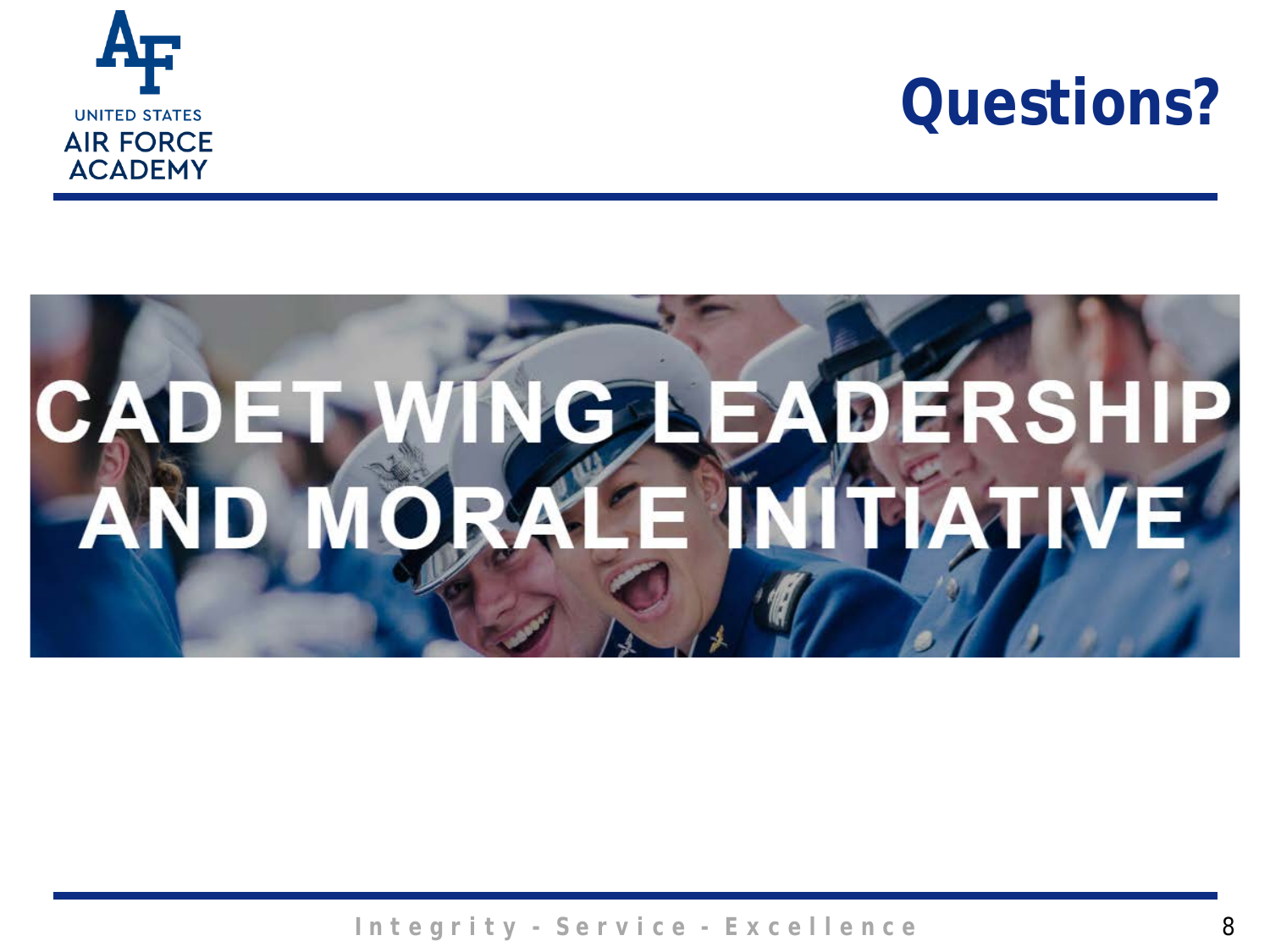# Questions?

CADET WING LEADERSHIP AND MORALE INITIATIVE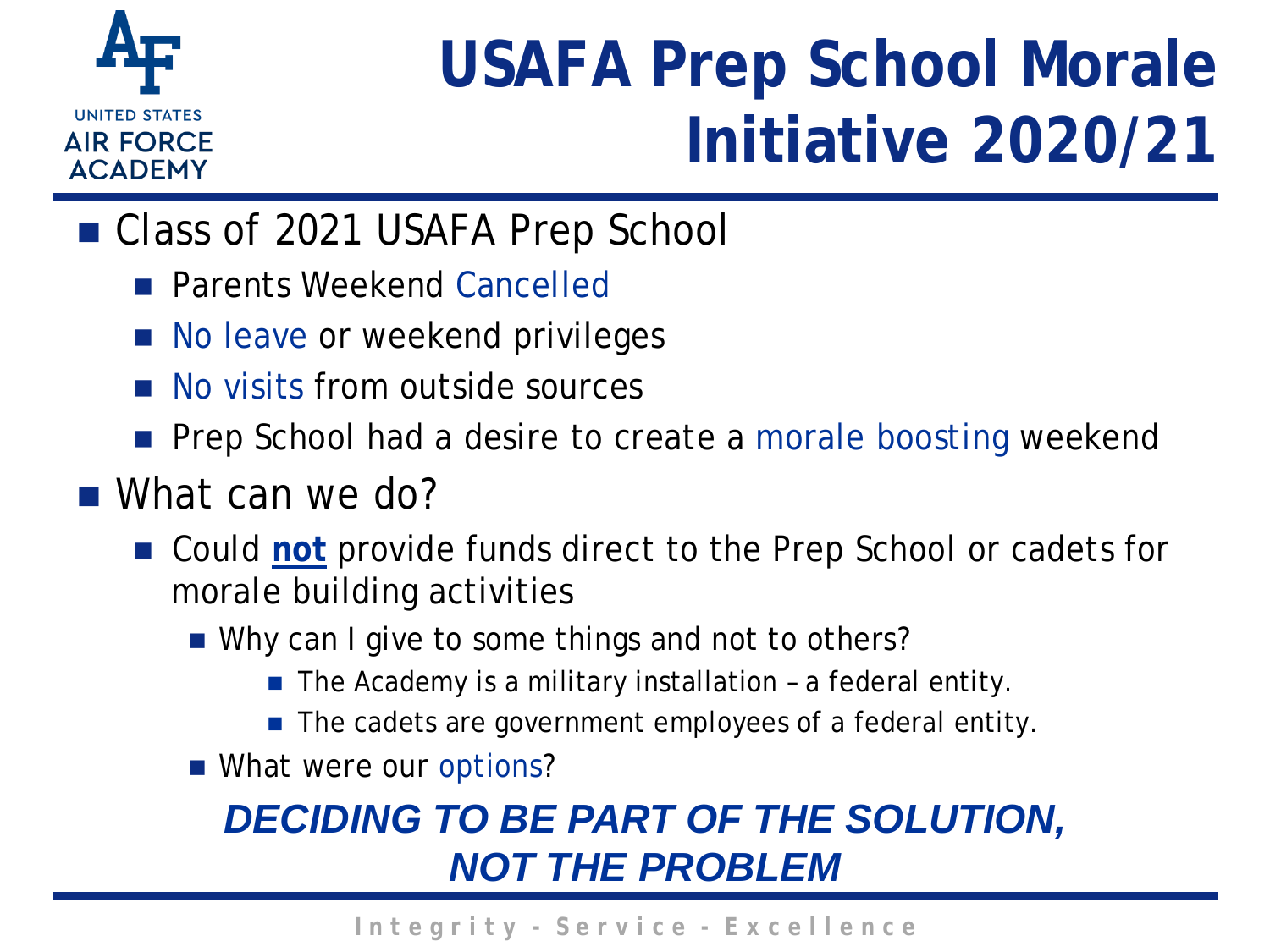# USAFA Prep School Morale Initiative 2020/21

- Class of 2021 USAFA Prep School
  - Parents Weekend Cancelled
  - No leave or weekend privileges
  - No visits from outside sources
  - Prep School had a desire to create a morale boosting weekend
- What can we do?
  - Could **not** provide funds direct to the Prep School or cadets for morale building activities
    - Why can I give to some things and not to others?
      - The Academy is a military installation – a federal entity.
      - The cadets are government employees of a federal entity.
    - What were our options?

***DECIDING TO BE PART OF THE SOLUTION, NOT THE PROBLEM***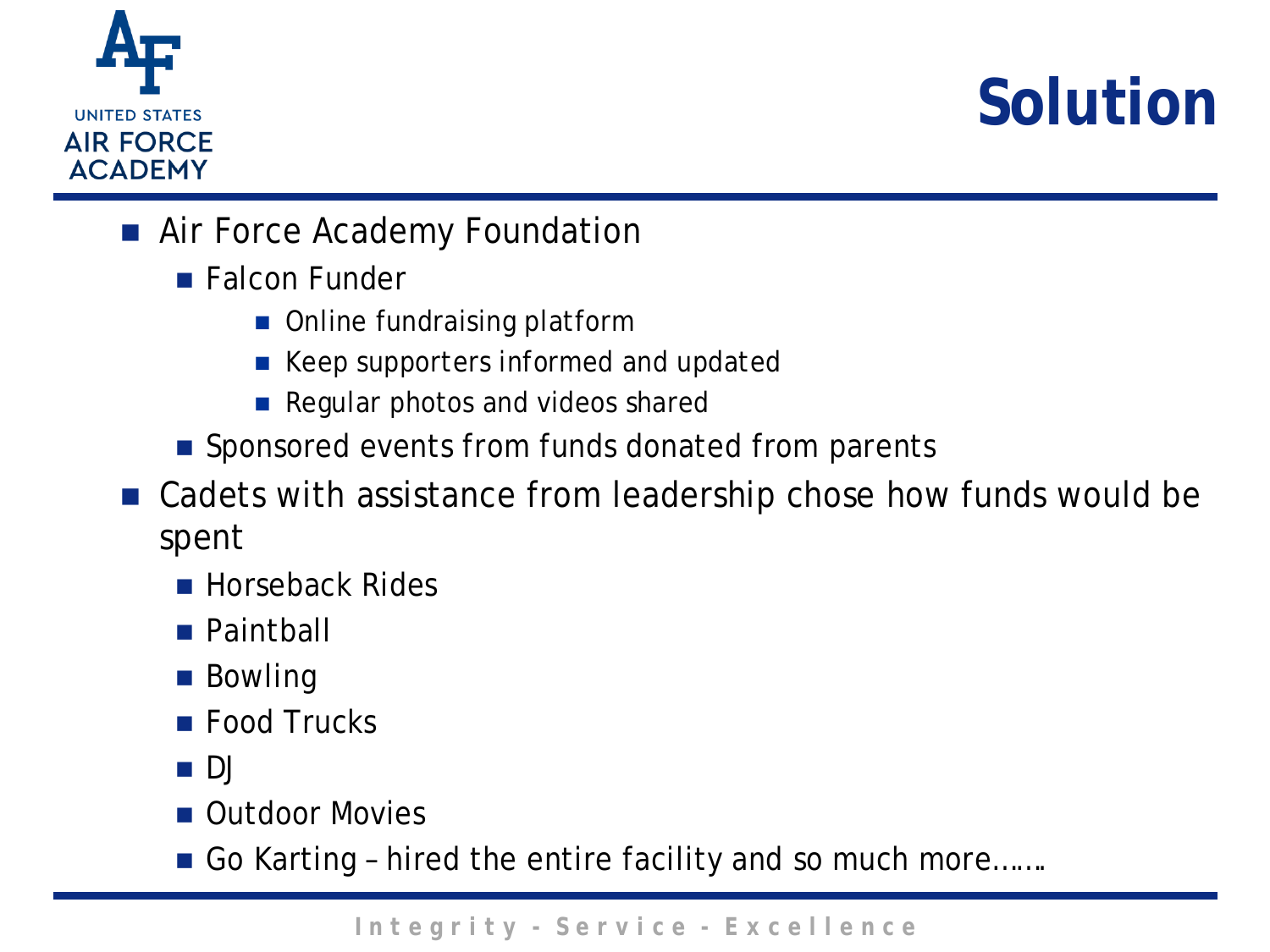# Solution

- Air Force Academy Foundation
  - Falcon Funder
    - Online fundraising platform
    - Keep supporters informed and updated
    - Regular photos and videos shared
  - Sponsored events from funds donated from parents
- Cadets with assistance from leadership chose how funds would be spent
  - Horseback Rides
  - Paintball
  - Bowling
  - Food Trucks
  - DJ
  - Outdoor Movies
  - Go Karting – hired the entire facility and so much more…….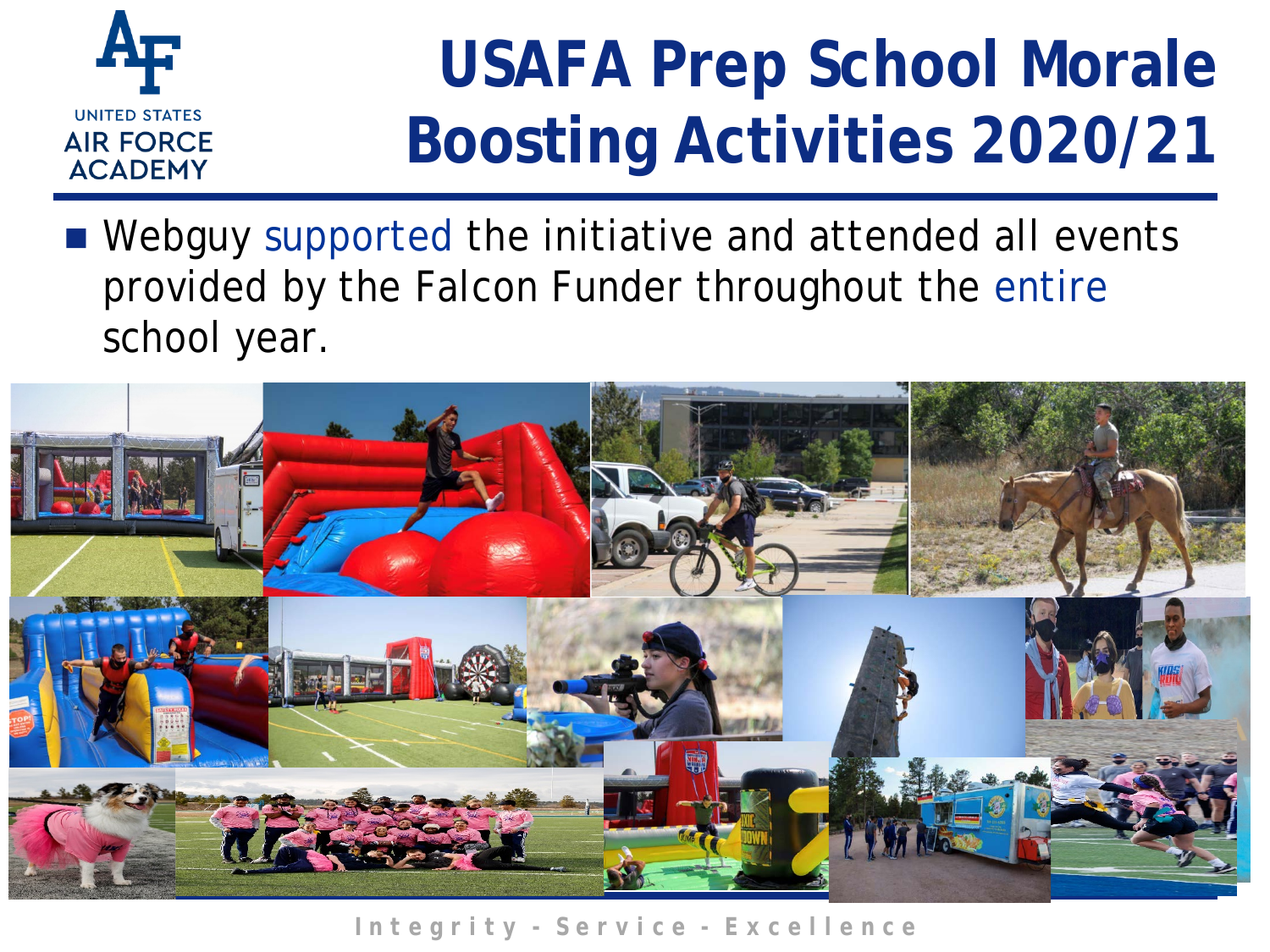# USAFA Prep School Morale Boosting Activities 2020/21

- Webguy supported the initiative and attended all events provided by the Falcon Funder throughout the entire school year.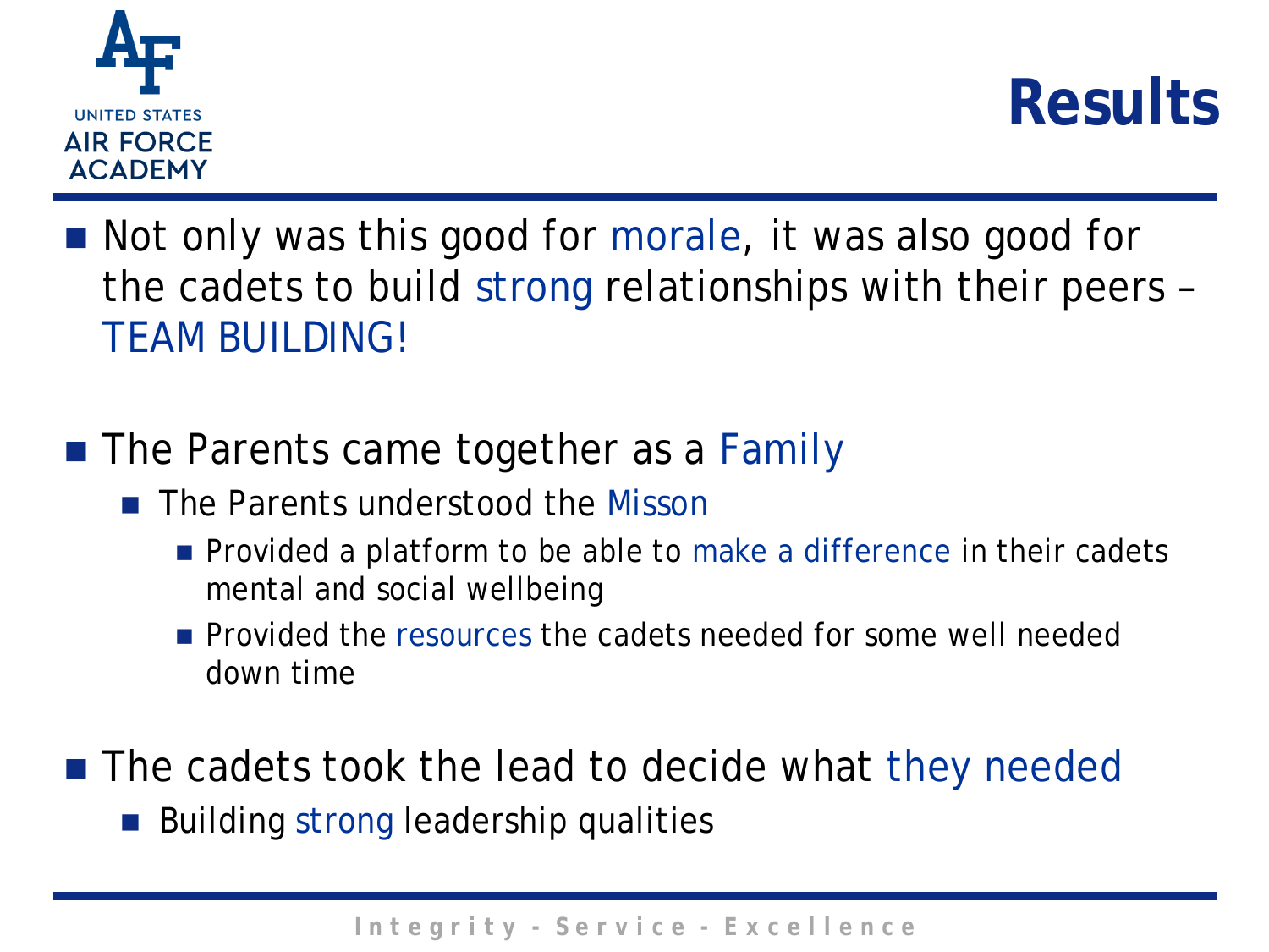# Results

- Not only was this good for morale, it was also good for the cadets to build strong relationships with their peers – TEAM BUILDING!

- The Parents came together as a Family
  - The Parents understood the Misson
    - Provided a platform to be able to make a difference in their cadets mental and social wellbeing
    - Provided the resources the cadets needed for some well needed down time

- The cadets took the lead to decide what they needed
  - Building strong leadership qualities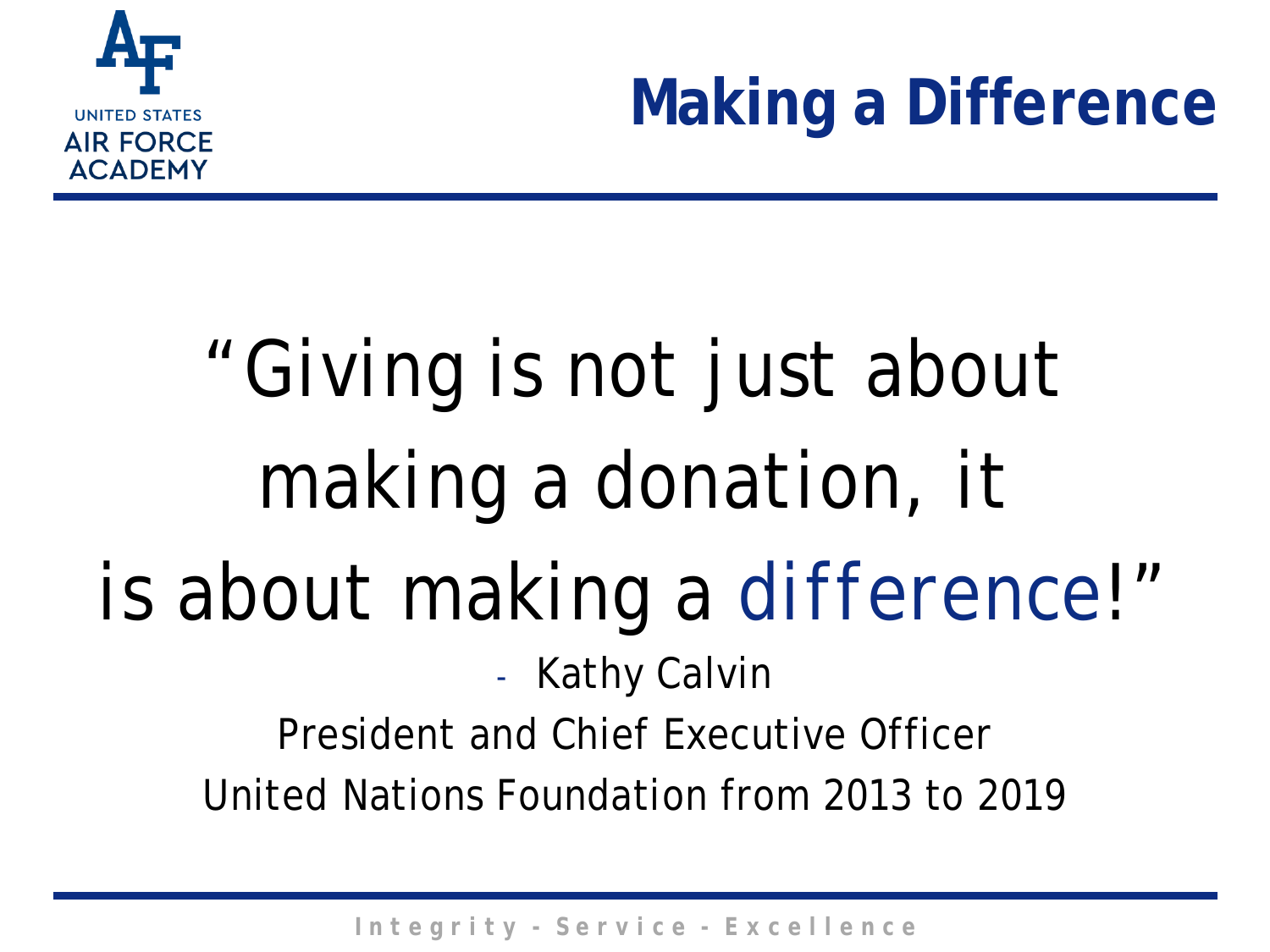# Making a Difference

“Giving is not just about making a donation, it is about making a difference!”

- Kathy Calvin

President and Chief Executive Officer

United Nations Foundation from 2013 to 2019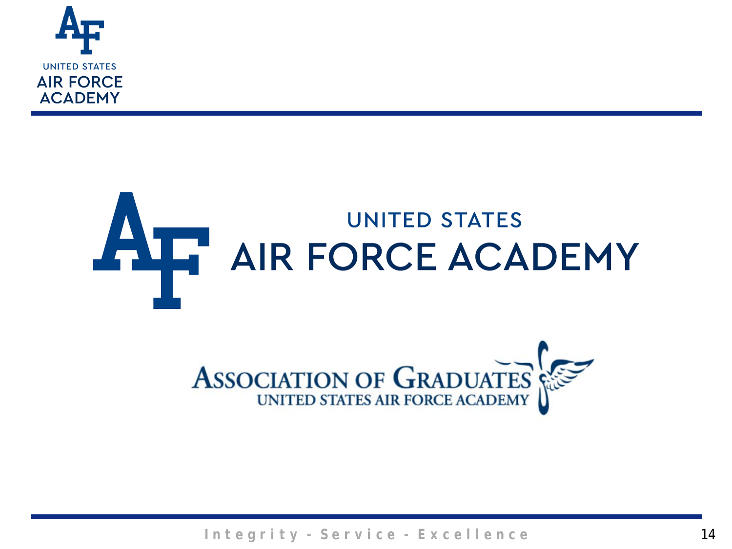UNITED STATES
AIR FORCE ACADEMY

ASSOCIATION OF GRADUATES
UNITED STATES AIR FORCE ACADEMY